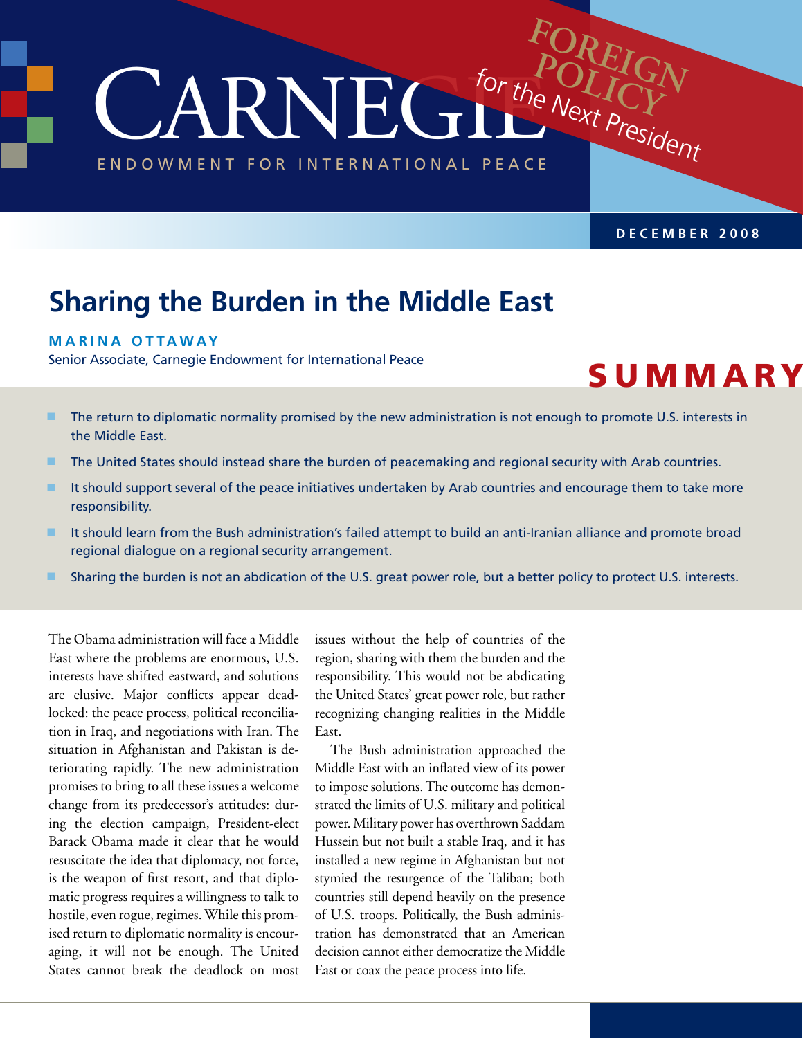# CARNEGIE

ENDOWMENT FOR INTERNATIONAL PEACE

**FOREIGN POLICY** *for the Next President*

DECEMBER 2008

# Sharing the Burden in the Middle East

**MARINA OTTAWAY**
Senior Associate, Carnegie Endowment for International Peace

## SUMMARY

- The return to diplomatic normality promised by the new administration is not enough to promote U.S. interests in the Middle East.
- The United States should instead share the burden of peacemaking and regional security with Arab countries.
- It should support several of the peace initiatives undertaken by Arab countries and encourage them to take more responsibility.
- It should learn from the Bush administration's failed attempt to build an anti-Iranian alliance and promote broad regional dialogue on a regional security arrangement.
- Sharing the burden is not an abdication of the U.S. great power role, but a better policy to protect U.S. interests.

The Obama administration will face a Middle East where the problems are enormous, U.S. interests have shifted eastward, and solutions are elusive. Major conflicts appear deadlocked: the peace process, political reconciliation in Iraq, and negotiations with Iran. The situation in Afghanistan and Pakistan is deteriorating rapidly. The new administration promises to bring to all these issues a welcome change from its predecessor's attitudes: during the election campaign, President-elect Barack Obama made it clear that he would resuscitate the idea that diplomacy, not force, is the weapon of first resort, and that diplomatic progress requires a willingness to talk to hostile, even rogue, regimes. While this promised return to diplomatic normality is encouraging, it will not be enough. The United States cannot break the deadlock on most issues without the help of countries of the region, sharing with them the burden and the responsibility. This would not be abdicating the United States' great power role, but rather recognizing changing realities in the Middle East.

The Bush administration approached the Middle East with an inflated view of its power to impose solutions. The outcome has demonstrated the limits of U.S. military and political power. Military power has overthrown Saddam Hussein but not built a stable Iraq, and it has installed a new regime in Afghanistan but not stymied the resurgence of the Taliban; both countries still depend heavily on the presence of U.S. troops. Politically, the Bush administration has demonstrated that an American decision cannot either democratize the Middle East or coax the peace process into life.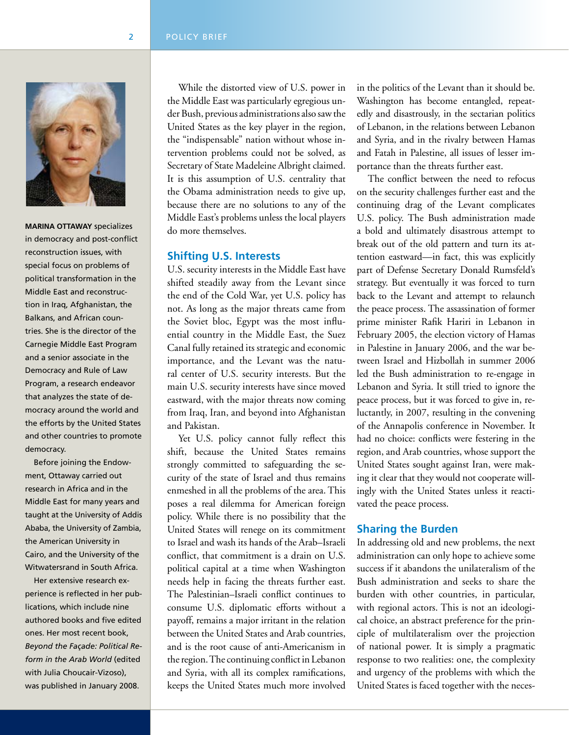**MARINA OTTAWAY** specializes in democracy and post-conflict reconstruction issues, with special focus on problems of political transformation in the Middle East and reconstruction in Iraq, Afghanistan, the Balkans, and African countries. She is the director of the Carnegie Middle East Program and a senior associate in the Democracy and Rule of Law Program, a research endeavor that analyzes the state of democracy around the world and the efforts by the United States and other countries to promote democracy.

Before joining the Endowment, Ottaway carried out research in Africa and in the Middle East for many years and taught at the University of Addis Ababa, the University of Zambia, the American University in Cairo, and the University of the Witwatersrand in South Africa.

Her extensive research experience is reflected in her publications, which include nine authored books and five edited ones. Her most recent book, *Beyond the Façade: Political Reform in the Arab World* (edited with Julia Choucair-Vizoso), was published in January 2008.

While the distorted view of U.S. power in the Middle East was particularly egregious under Bush, previous administrations also saw the United States as the key player in the region, the "indispensable" nation without whose intervention problems could not be solved, as Secretary of State Madeleine Albright claimed. It is this assumption of U.S. centrality that the Obama administration needs to give up, because there are no solutions to any of the Middle East's problems unless the local players do more themselves.

## Shifting U.S. Interests

U.S. security interests in the Middle East have shifted steadily away from the Levant since the end of the Cold War, yet U.S. policy has not. As long as the major threats came from the Soviet bloc, Egypt was the most influential country in the Middle East, the Suez Canal fully retained its strategic and economic importance, and the Levant was the natural center of U.S. security interests. But the main U.S. security interests have since moved eastward, with the major threats now coming from Iraq, Iran, and beyond into Afghanistan and Pakistan.

Yet U.S. policy cannot fully reflect this shift, because the United States remains strongly committed to safeguarding the security of the state of Israel and thus remains enmeshed in all the problems of the area. This poses a real dilemma for American foreign policy. While there is no possibility that the United States will renege on its commitment to Israel and wash its hands of the Arab–Israeli conflict, that commitment is a drain on U.S. political capital at a time when Washington needs help in facing the threats further east. The Palestinian–Israeli conflict continues to consume U.S. diplomatic efforts without a payoff, remains a major irritant in the relation between the United States and Arab countries, and is the root cause of anti-Americanism in the region. The continuing conflict in Lebanon and Syria, with all its complex ramifications, keeps the United States much more involved in the politics of the Levant than it should be. Washington has become entangled, repeatedly and disastrously, in the sectarian politics of Lebanon, in the relations between Lebanon and Syria, and in the rivalry between Hamas and Fatah in Palestine, all issues of lesser importance than the threats further east.

The conflict between the need to refocus on the security challenges further east and the continuing drag of the Levant complicates U.S. policy. The Bush administration made a bold and ultimately disastrous attempt to break out of the old pattern and turn its attention eastward—in fact, this was explicitly part of Defense Secretary Donald Rumsfeld's strategy. But eventually it was forced to turn back to the Levant and attempt to relaunch the peace process. The assassination of former prime minister Rafik Hariri in Lebanon in February 2005, the election victory of Hamas in Palestine in January 2006, and the war between Israel and Hizbollah in summer 2006 led the Bush administration to re-engage in Lebanon and Syria. It still tried to ignore the peace process, but it was forced to give in, reluctantly, in 2007, resulting in the convening of the Annapolis conference in November. It had no choice: conflicts were festering in the region, and Arab countries, whose support the United States sought against Iran, were making it clear that they would not cooperate willingly with the United States unless it reactivated the peace process.

## Sharing the Burden

In addressing old and new problems, the next administration can only hope to achieve some success if it abandons the unilateralism of the Bush administration and seeks to share the burden with other countries, in particular, with regional actors. This is not an ideological choice, an abstract preference for the principle of multilateralism over the projection of national power. It is simply a pragmatic response to two realities: one, the complexity and urgency of the problems with which the United States is faced together with the neces-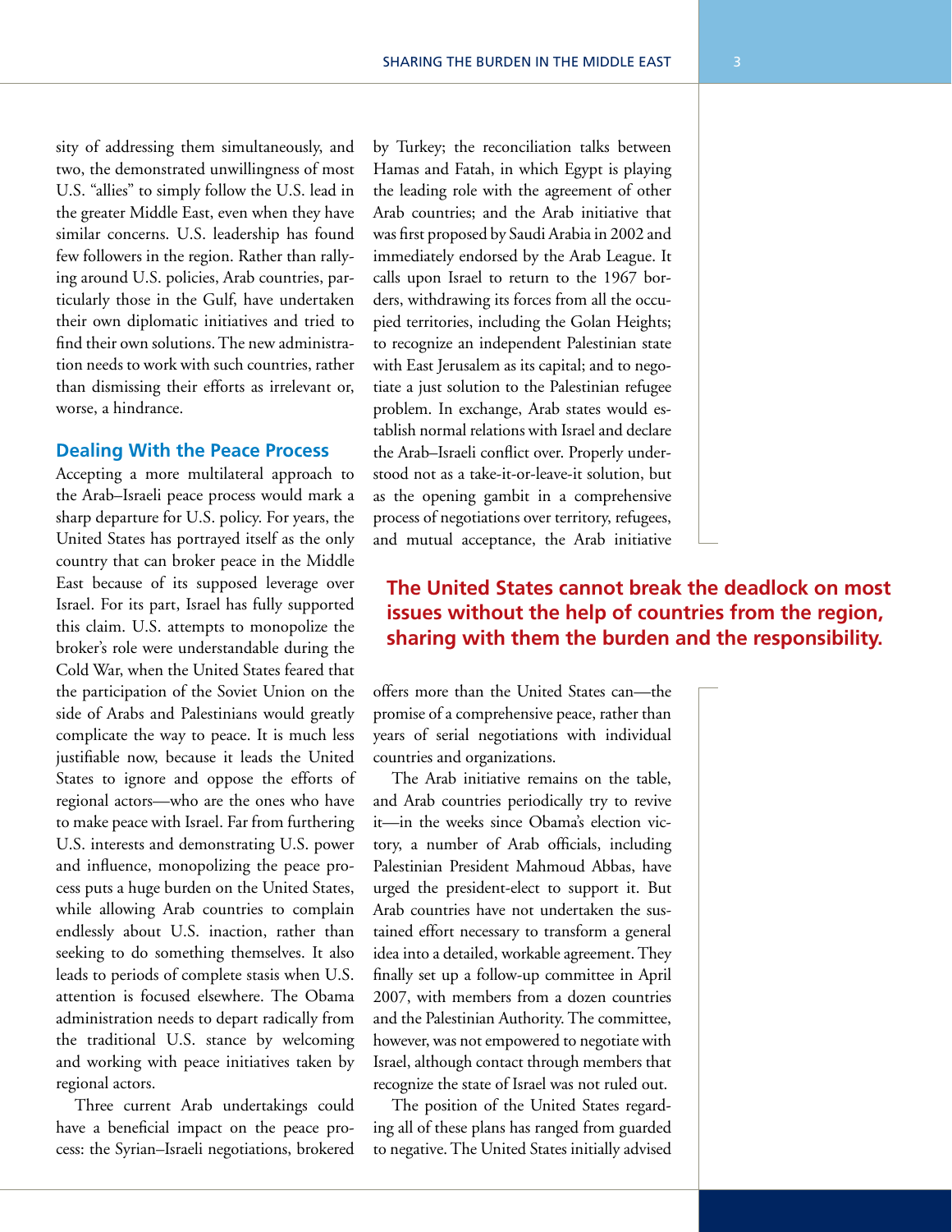sity of addressing them simultaneously, and two, the demonstrated unwillingness of most U.S. "allies" to simply follow the U.S. lead in the greater Middle East, even when they have similar concerns. U.S. leadership has found few followers in the region. Rather than rallying around U.S. policies, Arab countries, particularly those in the Gulf, have undertaken their own diplomatic initiatives and tried to find their own solutions. The new administration needs to work with such countries, rather than dismissing their efforts as irrelevant or, worse, a hindrance.

## Dealing With the Peace Process

Accepting a more multilateral approach to the Arab–Israeli peace process would mark a sharp departure for U.S. policy. For years, the United States has portrayed itself as the only country that can broker peace in the Middle East because of its supposed leverage over Israel. For its part, Israel has fully supported this claim. U.S. attempts to monopolize the broker's role were understandable during the Cold War, when the United States feared that the participation of the Soviet Union on the side of Arabs and Palestinians would greatly complicate the way to peace. It is much less justifiable now, because it leads the United States to ignore and oppose the efforts of regional actors—who are the ones who have to make peace with Israel. Far from furthering U.S. interests and demonstrating U.S. power and influence, monopolizing the peace process puts a huge burden on the United States, while allowing Arab countries to complain endlessly about U.S. inaction, rather than seeking to do something themselves. It also leads to periods of complete stasis when U.S. attention is focused elsewhere. The Obama administration needs to depart radically from the traditional U.S. stance by welcoming and working with peace initiatives taken by regional actors.

Three current Arab undertakings could have a beneficial impact on the peace process: the Syrian–Israeli negotiations, brokered by Turkey; the reconciliation talks between Hamas and Fatah, in which Egypt is playing the leading role with the agreement of other Arab countries; and the Arab initiative that was first proposed by Saudi Arabia in 2002 and immediately endorsed by the Arab League. It calls upon Israel to return to the 1967 borders, withdrawing its forces from all the occupied territories, including the Golan Heights; to recognize an independent Palestinian state with East Jerusalem as its capital; and to negotiate a just solution to the Palestinian refugee problem. In exchange, Arab states would establish normal relations with Israel and declare the Arab–Israeli conflict over. Properly understood not as a take-it-or-leave-it solution, but as the opening gambit in a comprehensive process of negotiations over territory, refugees, and mutual acceptance, the Arab initiative offers more than the United States can—the promise of a comprehensive peace, rather than years of serial negotiations with individual countries and organizations.

**The United States cannot break the deadlock on most issues without the help of countries from the region, sharing with them the burden and the responsibility.**

The Arab initiative remains on the table, and Arab countries periodically try to revive it—in the weeks since Obama's election victory, a number of Arab officials, including Palestinian President Mahmoud Abbas, have urged the president-elect to support it. But Arab countries have not undertaken the sustained effort necessary to transform a general idea into a detailed, workable agreement. They finally set up a follow-up committee in April 2007, with members from a dozen countries and the Palestinian Authority. The committee, however, was not empowered to negotiate with Israel, although contact through members that recognize the state of Israel was not ruled out.

The position of the United States regarding all of these plans has ranged from guarded to negative. The United States initially advised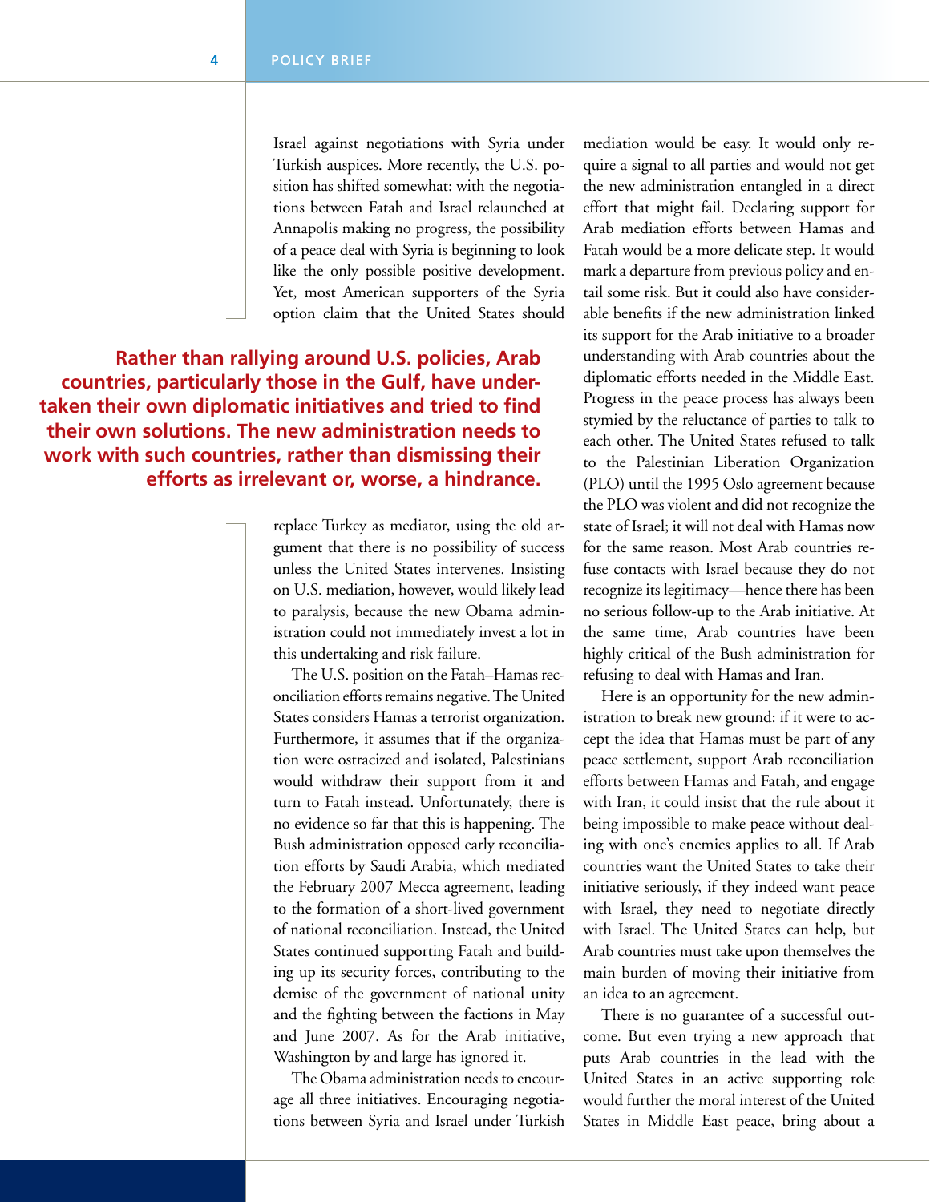Israel against negotiations with Syria under Turkish auspices. More recently, the U.S. position has shifted somewhat: with the negotiations between Fatah and Israel relaunched at Annapolis making no progress, the possibility of a peace deal with Syria is beginning to look like the only possible positive development. Yet, most American supporters of the Syria option claim that the United States should replace Turkey as mediator, using the old argument that there is no possibility of success unless the United States intervenes. Insisting on U.S. mediation, however, would likely lead to paralysis, because the new Obama administration could not immediately invest a lot in this undertaking and risk failure.

**Rather than rallying around U.S. policies, Arab countries, particularly those in the Gulf, have undertaken their own diplomatic initiatives and tried to find their own solutions. The new administration needs to work with such countries, rather than dismissing their efforts as irrelevant or, worse, a hindrance.**

The U.S. position on the Fatah–Hamas reconciliation efforts remains negative. The United States considers Hamas a terrorist organization. Furthermore, it assumes that if the organization were ostracized and isolated, Palestinians would withdraw their support from it and turn to Fatah instead. Unfortunately, there is no evidence so far that this is happening. The Bush administration opposed early reconciliation efforts by Saudi Arabia, which mediated the February 2007 Mecca agreement, leading to the formation of a short-lived government of national reconciliation. Instead, the United States continued supporting Fatah and building up its security forces, contributing to the demise of the government of national unity and the fighting between the factions in May and June 2007. As for the Arab initiative, Washington by and large has ignored it.

The Obama administration needs to encourage all three initiatives. Encouraging negotiations between Syria and Israel under Turkish mediation would be easy. It would only require a signal to all parties and would not get the new administration entangled in a direct effort that might fail. Declaring support for Arab mediation efforts between Hamas and Fatah would be a more delicate step. It would mark a departure from previous policy and entail some risk. But it could also have considerable benefits if the new administration linked its support for the Arab initiative to a broader understanding with Arab countries about the diplomatic efforts needed in the Middle East. Progress in the peace process has always been stymied by the reluctance of parties to talk to each other. The United States refused to talk to the Palestinian Liberation Organization (PLO) until the 1995 Oslo agreement because the PLO was violent and did not recognize the state of Israel; it will not deal with Hamas now for the same reason. Most Arab countries refuse contacts with Israel because they do not recognize its legitimacy—hence there has been no serious follow-up to the Arab initiative. At the same time, Arab countries have been highly critical of the Bush administration for refusing to deal with Hamas and Iran.

Here is an opportunity for the new administration to break new ground: if it were to accept the idea that Hamas must be part of any peace settlement, support Arab reconciliation efforts between Hamas and Fatah, and engage with Iran, it could insist that the rule about it being impossible to make peace without dealing with one's enemies applies to all. If Arab countries want the United States to take their initiative seriously, if they indeed want peace with Israel, they need to negotiate directly with Israel. The United States can help, but Arab countries must take upon themselves the main burden of moving their initiative from an idea to an agreement.

There is no guarantee of a successful outcome. But even trying a new approach that puts Arab countries in the lead with the United States in an active supporting role would further the moral interest of the United States in Middle East peace, bring about a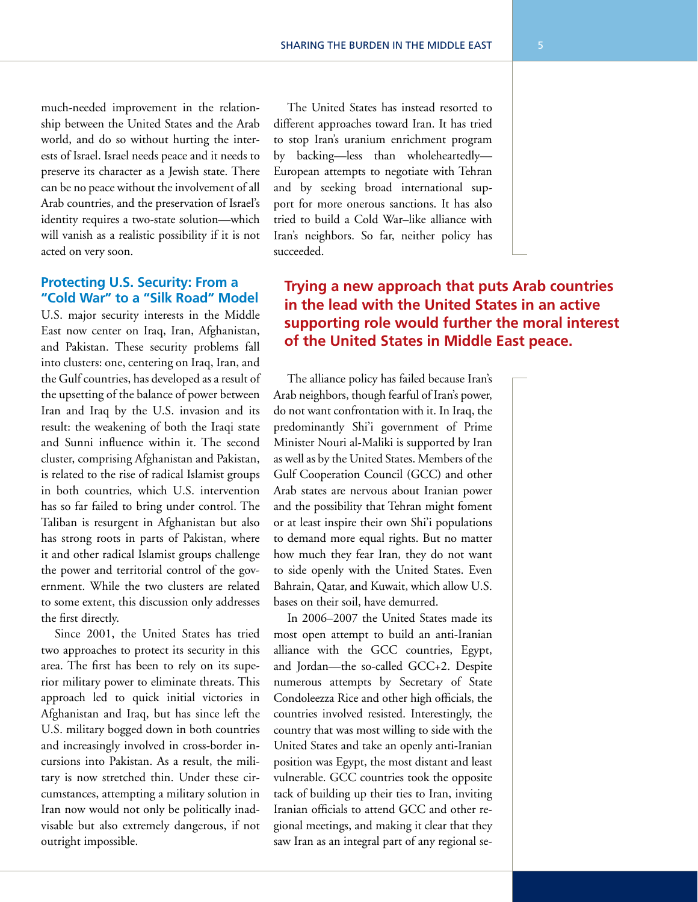much-needed improvement in the relationship between the United States and the Arab world, and do so without hurting the interests of Israel. Israel needs peace and it needs to preserve its character as a Jewish state. There can be no peace without the involvement of all Arab countries, and the preservation of Israel's identity requires a two-state solution—which will vanish as a realistic possibility if it is not acted on very soon.

## Protecting U.S. Security: From a "Cold War" to a "Silk Road" Model

U.S. major security interests in the Middle East now center on Iraq, Iran, Afghanistan, and Pakistan. These security problems fall into clusters: one, centering on Iraq, Iran, and the Gulf countries, has developed as a result of the upsetting of the balance of power between Iran and Iraq by the U.S. invasion and its result: the weakening of both the Iraqi state and Sunni influence within it. The second cluster, comprising Afghanistan and Pakistan, is related to the rise of radical Islamist groups in both countries, which U.S. intervention has so far failed to bring under control. The Taliban is resurgent in Afghanistan but also has strong roots in parts of Pakistan, where it and other radical Islamist groups challenge the power and territorial control of the government. While the two clusters are related to some extent, this discussion only addresses the first directly.

Since 2001, the United States has tried two approaches to protect its security in this area. The first has been to rely on its superior military power to eliminate threats. This approach led to quick initial victories in Afghanistan and Iraq, but has since left the U.S. military bogged down in both countries and increasingly involved in cross-border incursions into Pakistan. As a result, the military is now stretched thin. Under these circumstances, attempting a military solution in Iran now would not only be politically inadvisable but also extremely dangerous, if not outright impossible.

The United States has instead resorted to different approaches toward Iran. It has tried to stop Iran's uranium enrichment program by backing—less than wholeheartedly—European attempts to negotiate with Tehran and by seeking broad international support for more onerous sanctions. It has also tried to build a Cold War–like alliance with Iran's neighbors. So far, neither policy has succeeded.

**Trying a new approach that puts Arab countries in the lead with the United States in an active supporting role would further the moral interest of the United States in Middle East peace.**

The alliance policy has failed because Iran's Arab neighbors, though fearful of Iran's power, do not want confrontation with it. In Iraq, the predominantly Shi'i government of Prime Minister Nouri al-Maliki is supported by Iran as well as by the United States. Members of the Gulf Cooperation Council (GCC) and other Arab states are nervous about Iranian power and the possibility that Tehran might foment or at least inspire their own Shi'i populations to demand more equal rights. But no matter how much they fear Iran, they do not want to side openly with the United States. Even Bahrain, Qatar, and Kuwait, which allow U.S. bases on their soil, have demurred.

In 2006–2007 the United States made its most open attempt to build an anti-Iranian alliance with the GCC countries, Egypt, and Jordan—the so-called GCC+2. Despite numerous attempts by Secretary of State Condoleezza Rice and other high officials, the countries involved resisted. Interestingly, the country that was most willing to side with the United States and take an openly anti-Iranian position was Egypt, the most distant and least vulnerable. GCC countries took the opposite tack of building up their ties to Iran, inviting Iranian officials to attend GCC and other regional meetings, and making it clear that they saw Iran as an integral part of any regional se-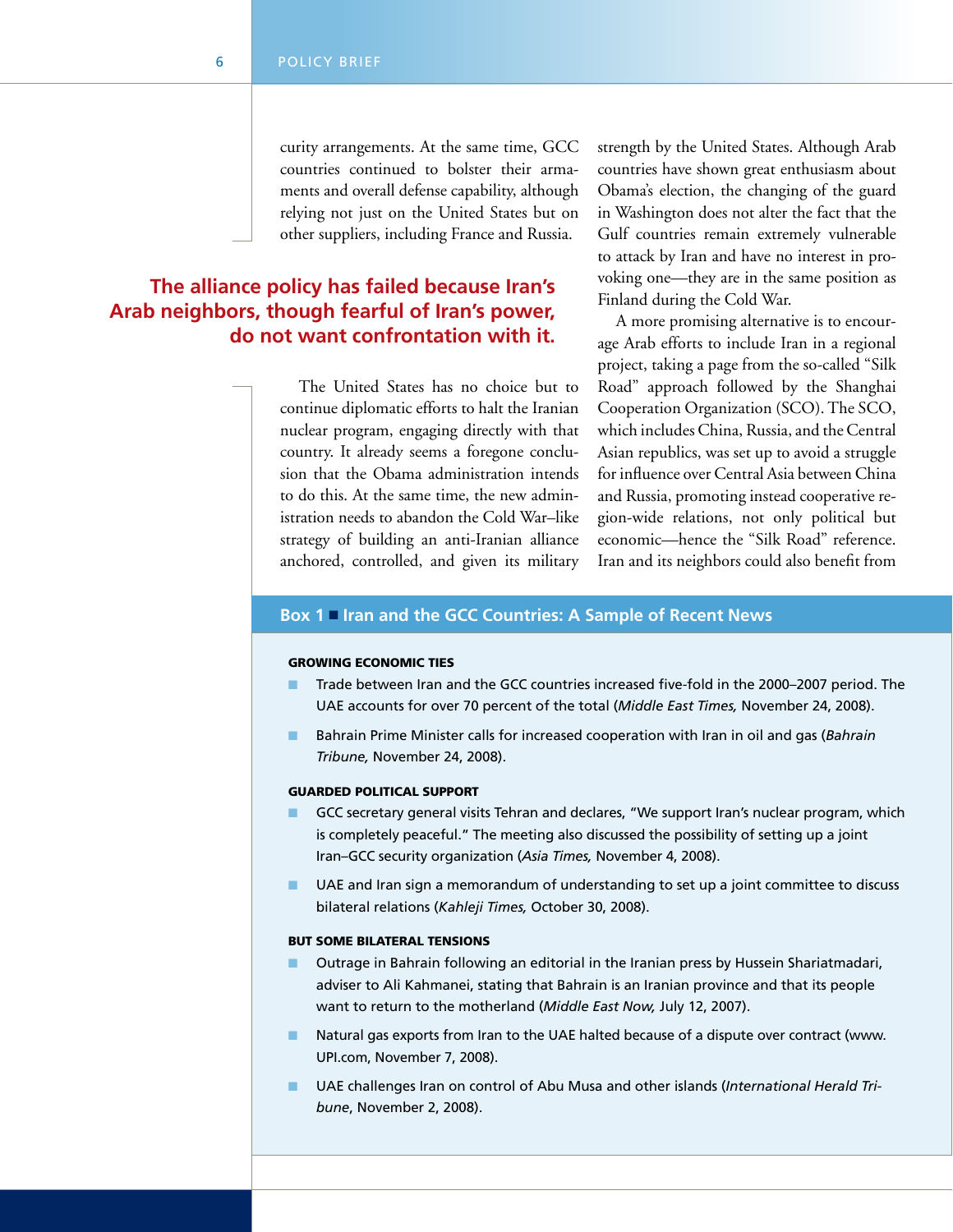curity arrangements. At the same time, GCC countries continued to bolster their armaments and overall defense capability, although relying not just on the United States but on other suppliers, including France and Russia.

**The alliance policy has failed because Iran's Arab neighbors, though fearful of Iran's power, do not want confrontation with it.**

The United States has no choice but to continue diplomatic efforts to halt the Iranian nuclear program, engaging directly with that country. It already seems a foregone conclusion that the Obama administration intends to do this. At the same time, the new administration needs to abandon the Cold War–like strategy of building an anti-Iranian alliance anchored, controlled, and given its military strength by the United States. Although Arab countries have shown great enthusiasm about Obama's election, the changing of the guard in Washington does not alter the fact that the Gulf countries remain extremely vulnerable to attack by Iran and have no interest in provoking one—they are in the same position as Finland during the Cold War.

A more promising alternative is to encourage Arab efforts to include Iran in a regional project, taking a page from the so-called "Silk Road" approach followed by the Shanghai Cooperation Organization (SCO). The SCO, which includes China, Russia, and the Central Asian republics, was set up to avoid a struggle for influence over Central Asia between China and Russia, promoting instead cooperative region-wide relations, not only political but economic—hence the "Silk Road" reference. Iran and its neighbors could also benefit from

## Box 1 ■ Iran and the GCC Countries: A Sample of Recent News

**GROWING ECONOMIC TIES**

- Trade between Iran and the GCC countries increased five-fold in the 2000–2007 period. The UAE accounts for over 70 percent of the total (*Middle East Times,* November 24, 2008).
- Bahrain Prime Minister calls for increased cooperation with Iran in oil and gas (*Bahrain Tribune,* November 24, 2008).

**GUARDED POLITICAL SUPPORT**

- GCC secretary general visits Tehran and declares, "We support Iran's nuclear program, which is completely peaceful." The meeting also discussed the possibility of setting up a joint Iran–GCC security organization (*Asia Times,* November 4, 2008).
- UAE and Iran sign a memorandum of understanding to set up a joint committee to discuss bilateral relations (*Kahleji Times,* October 30, 2008).

**BUT SOME BILATERAL TENSIONS**

- Outrage in Bahrain following an editorial in the Iranian press by Hussein Shariatmadari, adviser to Ali Kahmanei, stating that Bahrain is an Iranian province and that its people want to return to the motherland (*Middle East Now,* July 12, 2007).
- Natural gas exports from Iran to the UAE halted because of a dispute over contract (www.UPI.com, November 7, 2008).
- UAE challenges Iran on control of Abu Musa and other islands (*International Herald Tribune*, November 2, 2008).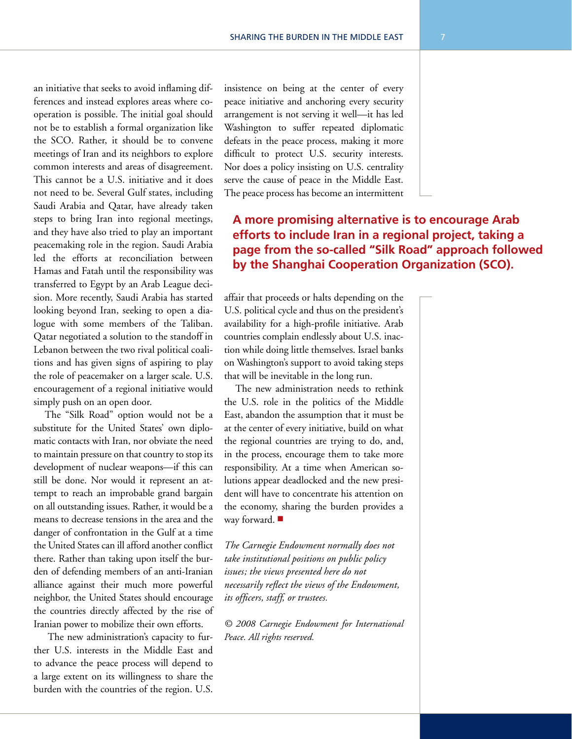an initiative that seeks to avoid inflaming differences and instead explores areas where cooperation is possible. The initial goal should not be to establish a formal organization like the SCO. Rather, it should be to convene meetings of Iran and its neighbors to explore common interests and areas of disagreement. This cannot be a U.S. initiative and it does not need to be. Several Gulf states, including Saudi Arabia and Qatar, have already taken steps to bring Iran into regional meetings, and they have also tried to play an important peacemaking role in the region. Saudi Arabia led the efforts at reconciliation between Hamas and Fatah until the responsibility was transferred to Egypt by an Arab League decision. More recently, Saudi Arabia has started looking beyond Iran, seeking to open a dialogue with some members of the Taliban. Qatar negotiated a solution to the standoff in Lebanon between the two rival political coalitions and has given signs of aspiring to play the role of peacemaker on a larger scale. U.S. encouragement of a regional initiative would simply push on an open door.

The "Silk Road" option would not be a substitute for the United States' own diplomatic contacts with Iran, nor obviate the need to maintain pressure on that country to stop its development of nuclear weapons—if this can still be done. Nor would it represent an attempt to reach an improbable grand bargain on all outstanding issues. Rather, it would be a means to decrease tensions in the area and the danger of confrontation in the Gulf at a time the United States can ill afford another conflict there. Rather than taking upon itself the burden of defending members of an anti-Iranian alliance against their much more powerful neighbor, the United States should encourage the countries directly affected by the rise of Iranian power to mobilize their own efforts.

The new administration's capacity to further U.S. interests in the Middle East and to advance the peace process will depend to a large extent on its willingness to share the burden with the countries of the region. U.S. insistence on being at the center of every peace initiative and anchoring every security arrangement is not serving it well—it has led Washington to suffer repeated diplomatic defeats in the peace process, making it more difficult to protect U.S. security interests. Nor does a policy insisting on U.S. centrality serve the cause of peace in the Middle East. The peace process has become an intermittent affair that proceeds or halts depending on the U.S. political cycle and thus on the president's availability for a high-profile initiative. Arab countries complain endlessly about U.S. inaction while doing little themselves. Israel banks on Washington's support to avoid taking steps that will be inevitable in the long run.

**A more promising alternative is to encourage Arab efforts to include Iran in a regional project, taking a page from the so-called "Silk Road" approach followed by the Shanghai Cooperation Organization (SCO).**

The new administration needs to rethink the U.S. role in the politics of the Middle East, abandon the assumption that it must be at the center of every initiative, build on what the regional countries are trying to do, and, in the process, encourage them to take more responsibility. At a time when American solutions appear deadlocked and the new president will have to concentrate his attention on the economy, sharing the burden provides a way forward. ■

*The Carnegie Endowment normally does not take institutional positions on public policy issues; the views presented here do not necessarily reflect the views of the Endowment, its officers, staff, or trustees.*

*© 2008 Carnegie Endowment for International Peace. All rights reserved.*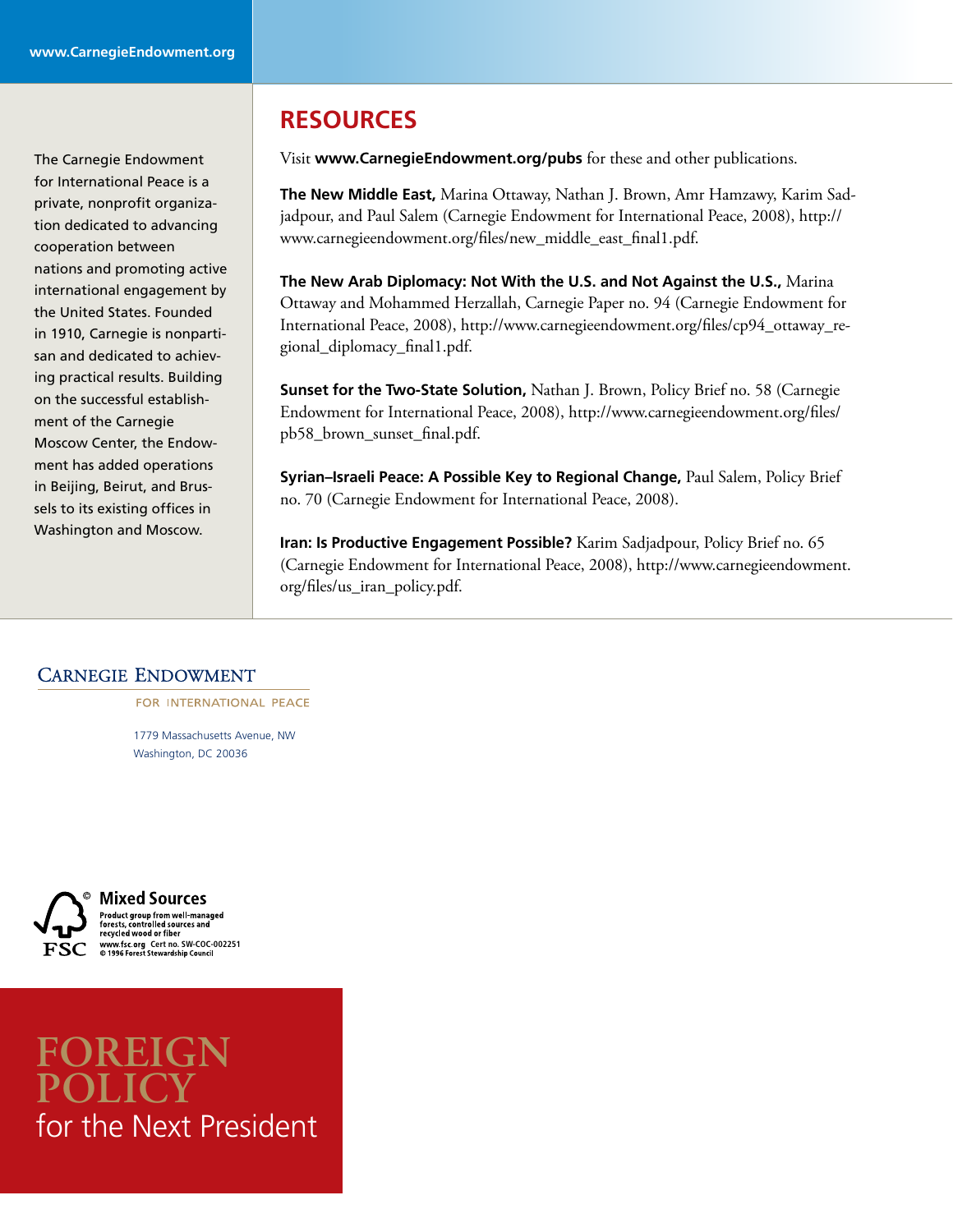www.CarnegieEndowment.org

The Carnegie Endowment for International Peace is a private, nonprofit organization dedicated to advancing cooperation between nations and promoting active international engagement by the United States. Founded in 1910, Carnegie is nonpartisan and dedicated to achieving practical results. Building on the successful establishment of the Carnegie Moscow Center, the Endowment has added operations in Beijing, Beirut, and Brussels to its existing offices in Washington and Moscow.

## RESOURCES

Visit **www.CarnegieEndowment.org/pubs** for these and other publications.

**The New Middle East,** Marina Ottaway, Nathan J. Brown, Amr Hamzawy, Karim Sadjadpour, and Paul Salem (Carnegie Endowment for International Peace, 2008), http://www.carnegieendowment.org/files/new_middle_east_final1.pdf.

**The New Arab Diplomacy: Not With the U.S. and Not Against the U.S.,** Marina Ottaway and Mohammed Herzallah, Carnegie Paper no. 94 (Carnegie Endowment for International Peace, 2008), http://www.carnegieendowment.org/files/cp94_ottaway_regional_diplomacy_final1.pdf.

**Sunset for the Two-State Solution,** Nathan J. Brown, Policy Brief no. 58 (Carnegie Endowment for International Peace, 2008), http://www.carnegieendowment.org/files/pb58_brown_sunset_final.pdf.

**Syrian–Israeli Peace: A Possible Key to Regional Change,** Paul Salem, Policy Brief no. 70 (Carnegie Endowment for International Peace, 2008).

**Iran: Is Productive Engagement Possible?** Karim Sadjadpour, Policy Brief no. 65 (Carnegie Endowment for International Peace, 2008), http://www.carnegieendowment.org/files/us_iran_policy.pdf.

CARNEGIE ENDOWMENT
FOR INTERNATIONAL PEACE

1779 Massachusetts Avenue, NW
Washington, DC 20036

**Mixed Sources**
Product group from well-managed forests, controlled sources and recycled wood or fiber
www.fsc.org Cert no. SW-COC-002251
© 1996 Forest Stewardship Council

**FOREIGN POLICY**
for the Next President